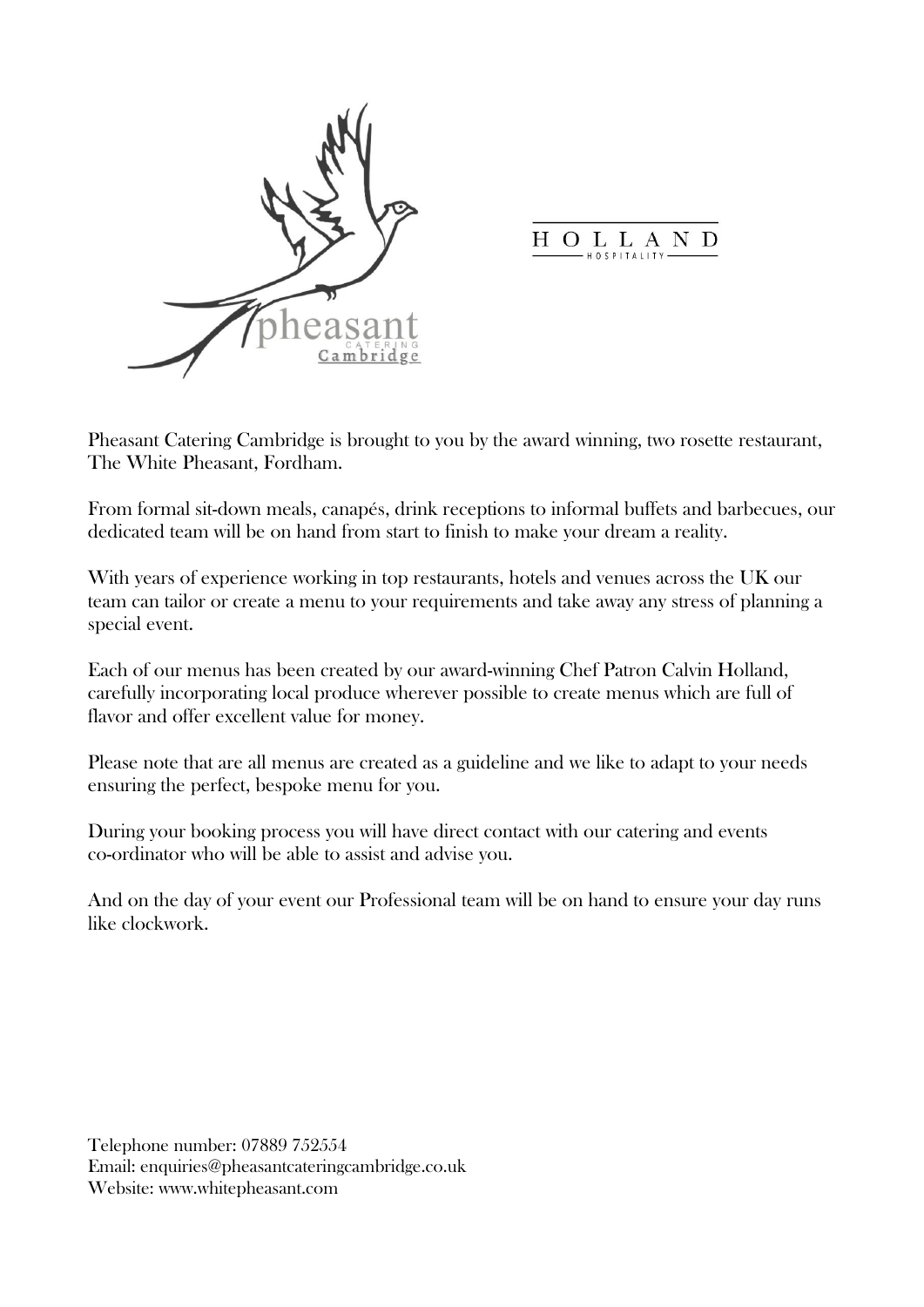Pheasant Catering Cambridge is brought to you by the award winning, two rosette restaurant, The White Pheasant, Fordham.

From formal sit-down meals, canapés, drink receptions to informal buffets and barbecues, our dedicated team will be on hand from start to finish to make your dream a reality.

With years of experience working in top restaurants, hotels and venues across the UK our team can tailor or create a menu to your requirements and take away any stress of planning a special event.

Each of our menus has been created by our award-winning Chef Patron Calvin Holland, carefully incorporating local produce wherever possible to create menus which are full of flavor and offer excellent value for money.

Please note that are all menus are created as a guideline and we like to adapt to your needs ensuring the perfect, bespoke menu for you.

During your booking process you will have direct contact with our catering and events co-ordinator who will be able to assist and advise you.

And on the day of your event our Professional team will be on hand to ensure your day runs like clockwork.

Telephone number: 07889 752554
Email: enquiries@pheasantcateringcambridge.co.uk
Website: www.whitepheasant.com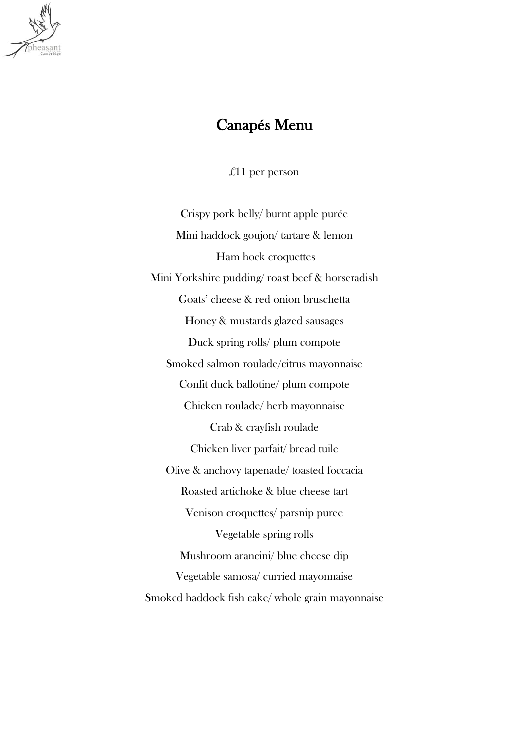# Canapés Menu

£11 per person

Crispy pork belly/ burnt apple purée

Mini haddock goujon/ tartare & lemon

Ham hock croquettes

Mini Yorkshire pudding/ roast beef & horseradish

Goats' cheese & red onion bruschetta

Honey & mustards glazed sausages

Duck spring rolls/ plum compote

Smoked salmon roulade/citrus mayonnaise

Confit duck ballotine/ plum compote

Chicken roulade/ herb mayonnaise

Crab & crayfish roulade

Chicken liver parfait/ bread tuile

Olive & anchovy tapenade/ toasted foccacia

Roasted artichoke & blue cheese tart

Venison croquettes/ parsnip puree

Vegetable spring rolls

Mushroom arancini/ blue cheese dip

Vegetable samosa/ curried mayonnaise

Smoked haddock fish cake/ whole grain mayonnaise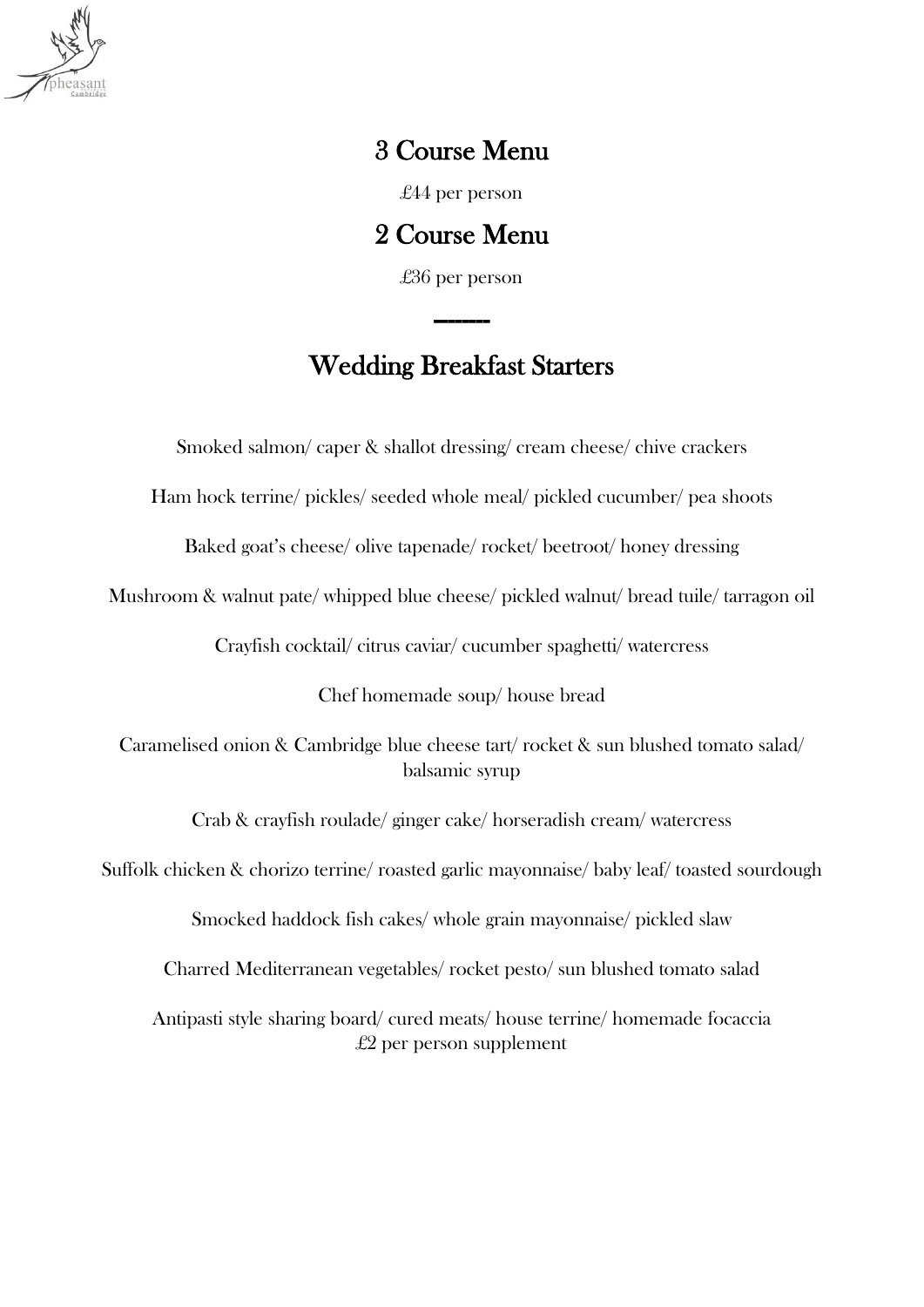## 3 Course Menu

£44 per person

## 2 Course Menu

£36 per person

-------

## Wedding Breakfast Starters

Smoked salmon/ caper & shallot dressing/ cream cheese/ chive crackers

Ham hock terrine/ pickles/ seeded whole meal/ pickled cucumber/ pea shoots

Baked goat's cheese/ olive tapenade/ rocket/ beetroot/ honey dressing

Mushroom & walnut pate/ whipped blue cheese/ pickled walnut/ bread tuile/ tarragon oil

Crayfish cocktail/ citrus caviar/ cucumber spaghetti/ watercress

Chef homemade soup/ house bread

Caramelised onion & Cambridge blue cheese tart/ rocket & sun blushed tomato salad/ balsamic syrup

Crab & crayfish roulade/ ginger cake/ horseradish cream/ watercress

Suffolk chicken & chorizo terrine/ roasted garlic mayonnaise/ baby leaf/ toasted sourdough

Smocked haddock fish cakes/ whole grain mayonnaise/ pickled slaw

Charred Mediterranean vegetables/ rocket pesto/ sun blushed tomato salad

Antipasti style sharing board/ cured meats/ house terrine/ homemade focaccia
£2 per person supplement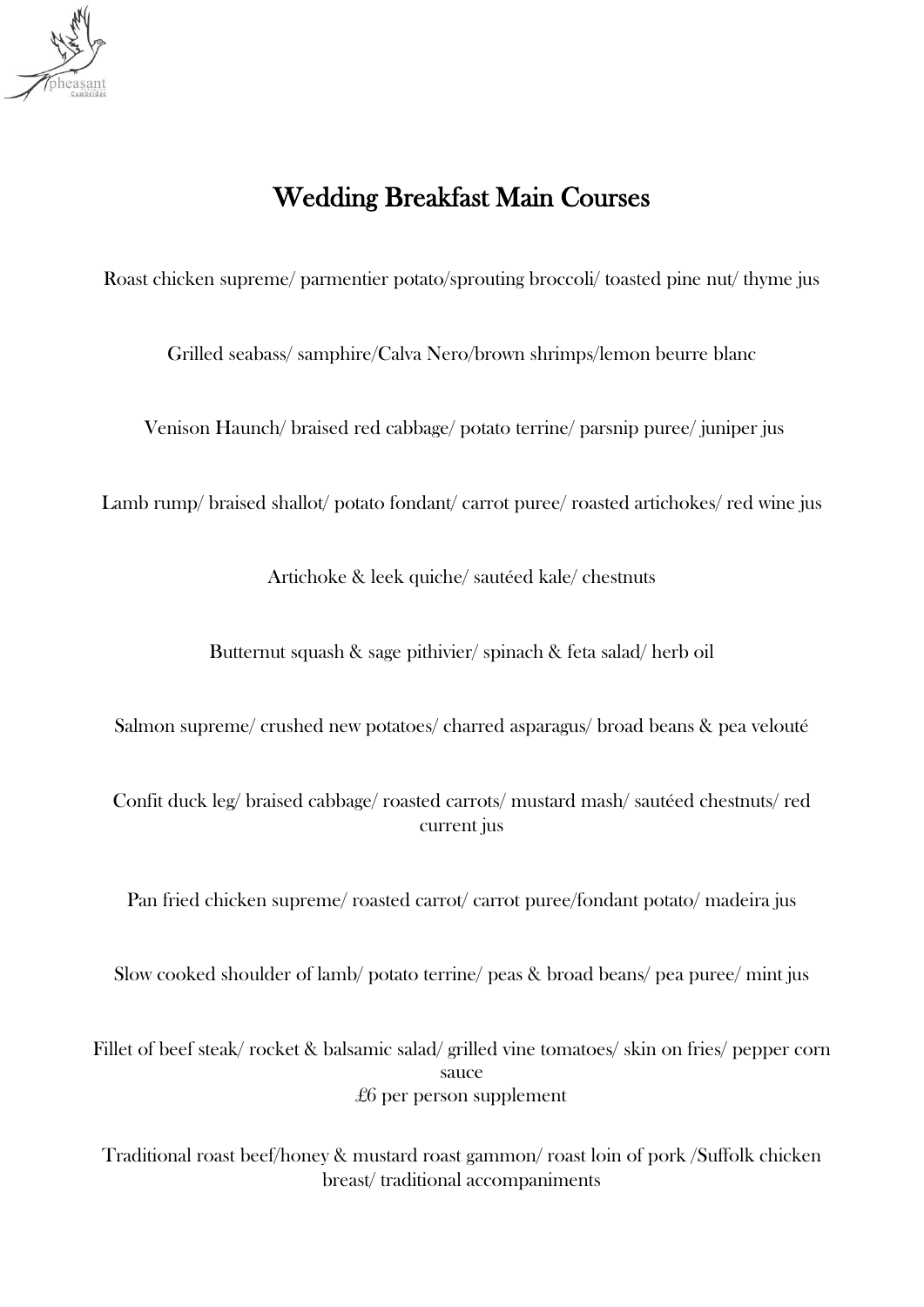# Wedding Breakfast Main Courses

Roast chicken supreme/ parmentier potato/sprouting broccoli/ toasted pine nut/ thyme jus

Grilled seabass/ samphire/Calva Nero/brown shrimps/lemon beurre blanc

Venison Haunch/ braised red cabbage/ potato terrine/ parsnip puree/ juniper jus

Lamb rump/ braised shallot/ potato fondant/ carrot puree/ roasted artichokes/ red wine jus

Artichoke & leek quiche/ sautéed kale/ chestnuts

Butternut squash & sage pithivier/ spinach & feta salad/ herb oil

Salmon supreme/ crushed new potatoes/ charred asparagus/ broad beans & pea velouté

Confit duck leg/ braised cabbage/ roasted carrots/ mustard mash/ sautéed chestnuts/ red current jus

Pan fried chicken supreme/ roasted carrot/ carrot puree/fondant potato/ madeira jus

Slow cooked shoulder of lamb/ potato terrine/ peas & broad beans/ pea puree/ mint jus

Fillet of beef steak/ rocket & balsamic salad/ grilled vine tomatoes/ skin on fries/ pepper corn sauce
£6 per person supplement

Traditional roast beef/honey & mustard roast gammon/ roast loin of pork /Suffolk chicken breast/ traditional accompaniments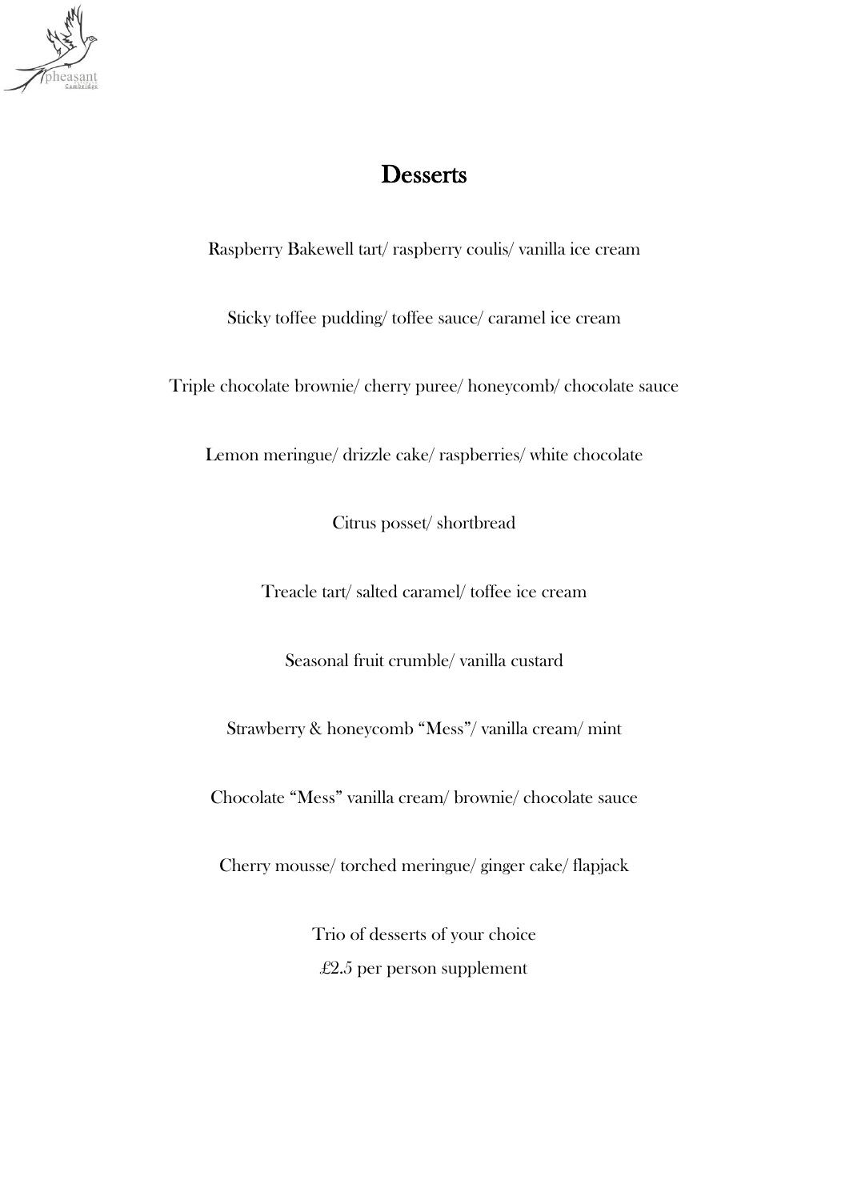# Desserts

Raspberry Bakewell tart/ raspberry coulis/ vanilla ice cream

Sticky toffee pudding/ toffee sauce/ caramel ice cream

Triple chocolate brownie/ cherry puree/ honeycomb/ chocolate sauce

Lemon meringue/ drizzle cake/ raspberries/ white chocolate

Citrus posset/ shortbread

Treacle tart/ salted caramel/ toffee ice cream

Seasonal fruit crumble/ vanilla custard

Strawberry & honeycomb "Mess"/ vanilla cream/ mint

Chocolate "Mess" vanilla cream/ brownie/ chocolate sauce

Cherry mousse/ torched meringue/ ginger cake/ flapjack

Trio of desserts of your choice
£2.5 per person supplement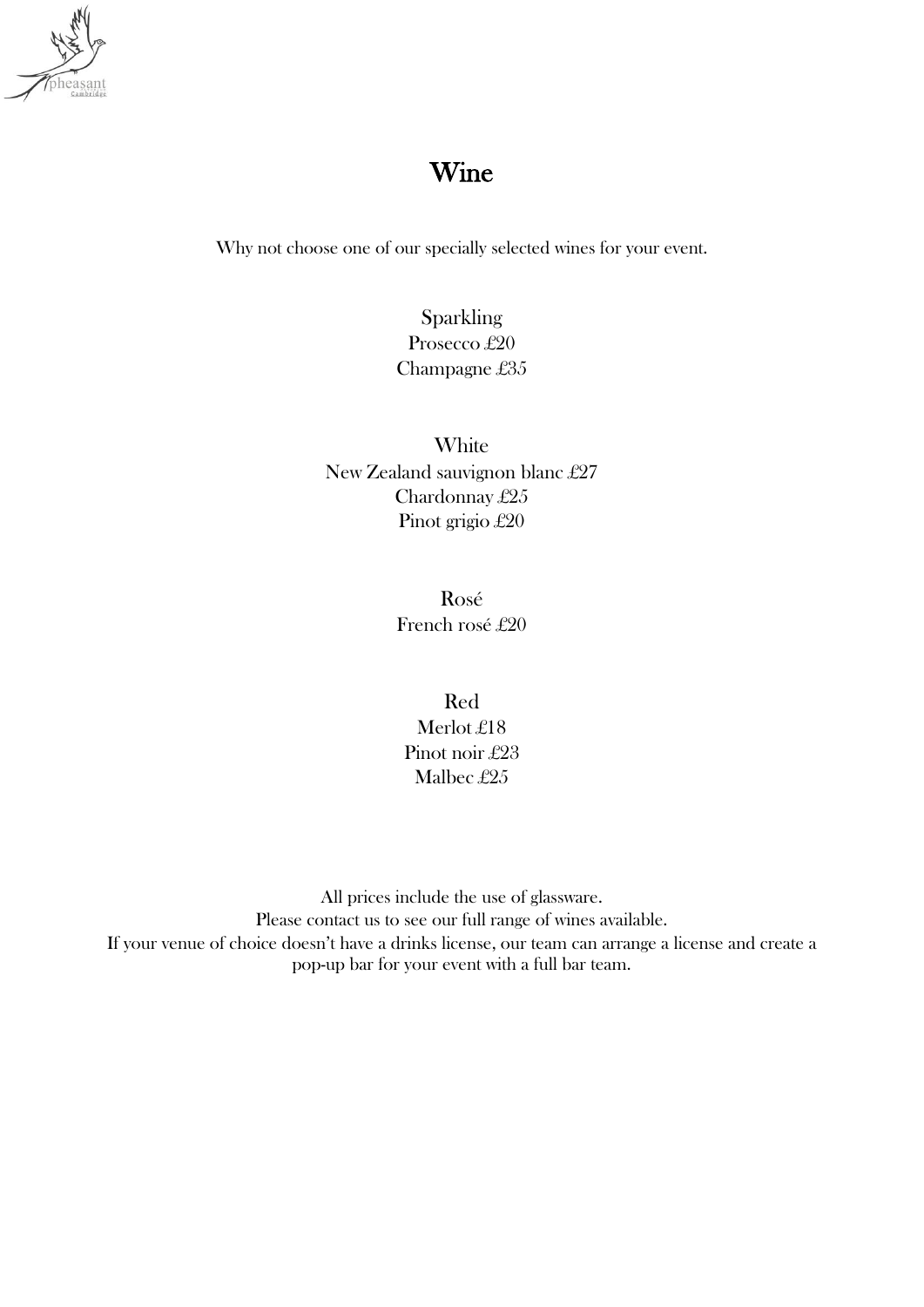# Wine

Why not choose one of our specially selected wines for your event.

## Sparkling

Prosecco £20

Champagne £35

## White

New Zealand sauvignon blanc £27

Chardonnay £25

Pinot grigio £20

## Rosé

French rosé £20

## Red

Merlot £18

Pinot noir £23

Malbec £25

All prices include the use of glassware.

Please contact us to see our full range of wines available.

If your venue of choice doesn't have a drinks license, our team can arrange a license and create a pop-up bar for your event with a full bar team.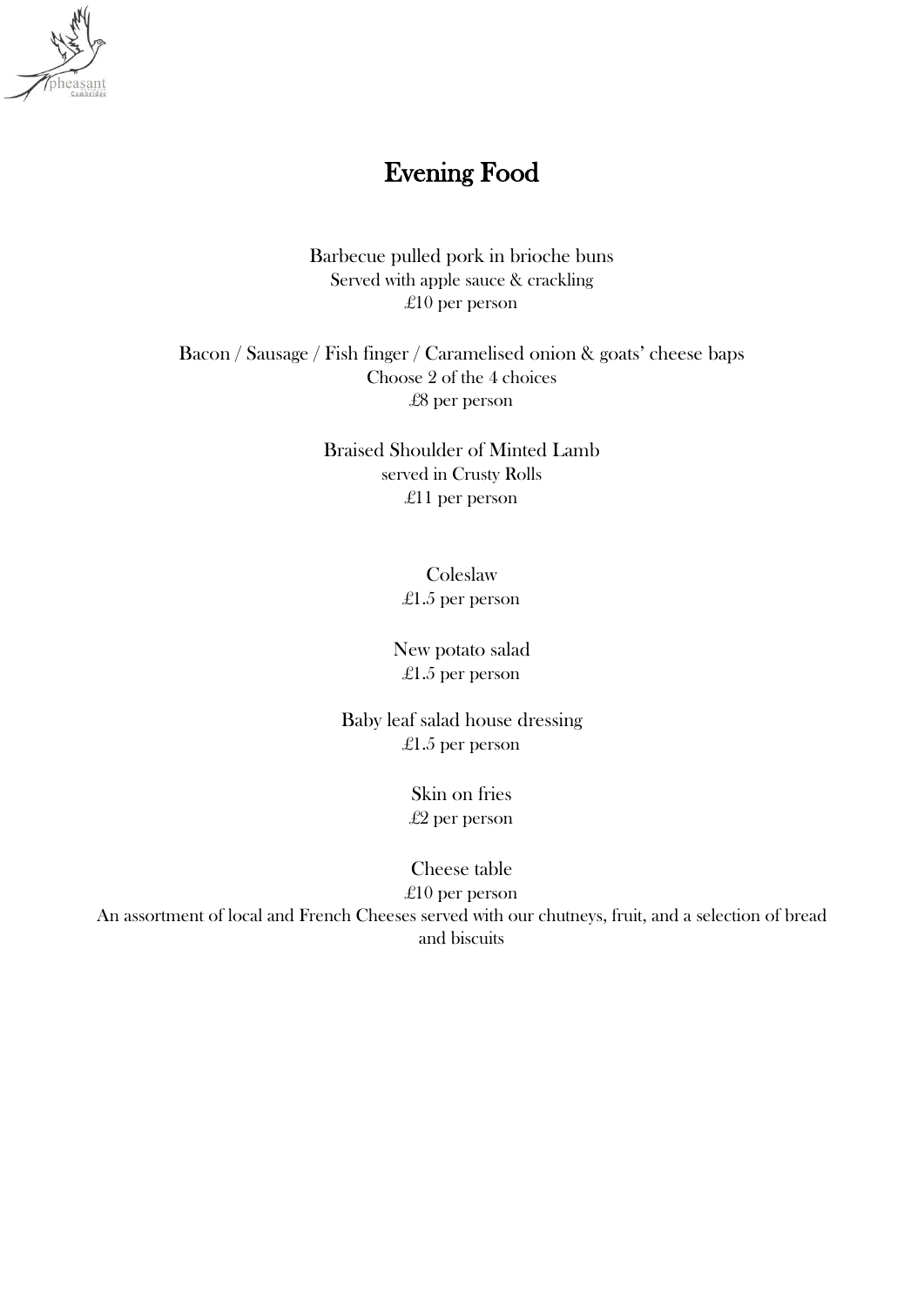# Evening Food

Barbecue pulled pork in brioche buns
Served with apple sauce & crackling
£10 per person

Bacon / Sausage / Fish finger / Caramelised onion & goats' cheese baps
Choose 2 of the 4 choices
£8 per person

Braised Shoulder of Minted Lamb
served in Crusty Rolls
£11 per person

Coleslaw
£1.5 per person

New potato salad
£1.5 per person

Baby leaf salad house dressing
£1.5 per person

Skin on fries
£2 per person

Cheese table
£10 per person
An assortment of local and French Cheeses served with our chutneys, fruit, and a selection of bread and biscuits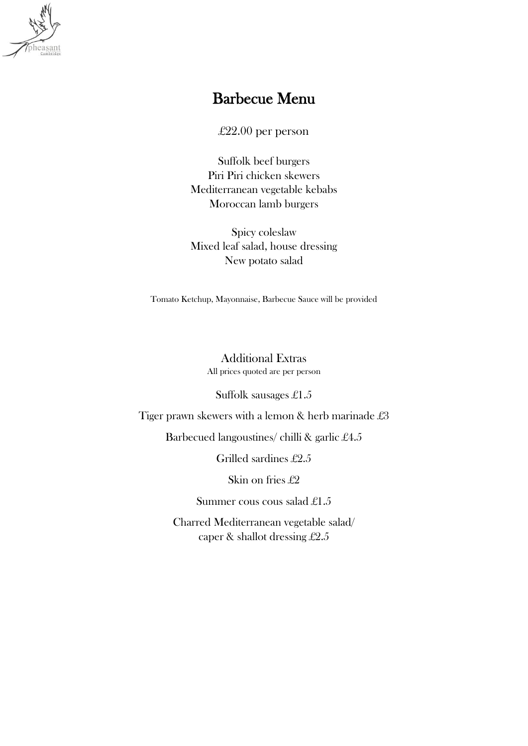# Barbecue Menu

£22.00 per person

Suffolk beef burgers
Piri Piri chicken skewers
Mediterranean vegetable kebabs
Moroccan lamb burgers

Spicy coleslaw
Mixed leaf salad, house dressing
New potato salad

Tomato Ketchup, Mayonnaise, Barbecue Sauce will be provided

## Additional Extras

All prices quoted are per person

Suffolk sausages £1.5

Tiger prawn skewers with a lemon & herb marinade £3

Barbecued langoustines/ chilli & garlic £4.5

Grilled sardines £2.5

Skin on fries £2

Summer cous cous salad £1.5

Charred Mediterranean vegetable salad/
caper & shallot dressing £2.5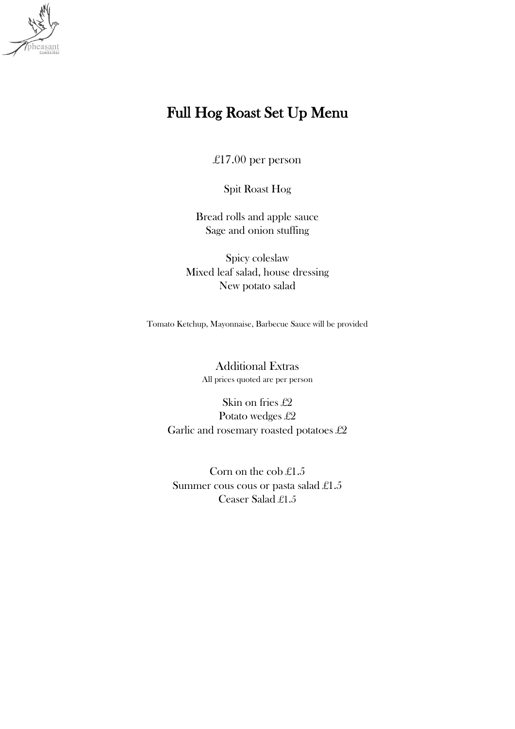# Full Hog Roast Set Up Menu

£17.00 per person

Spit Roast Hog

Bread rolls and apple sauce
Sage and onion stuffing

Spicy coleslaw
Mixed leaf salad, house dressing
New potato salad

Tomato Ketchup, Mayonnaise, Barbecue Sauce will be provided

## Additional Extras

All prices quoted are per person

Skin on fries £2
Potato wedges £2
Garlic and rosemary roasted potatoes £2

Corn on the cob £1.5
Summer cous cous or pasta salad £1.5
Ceaser Salad £1.5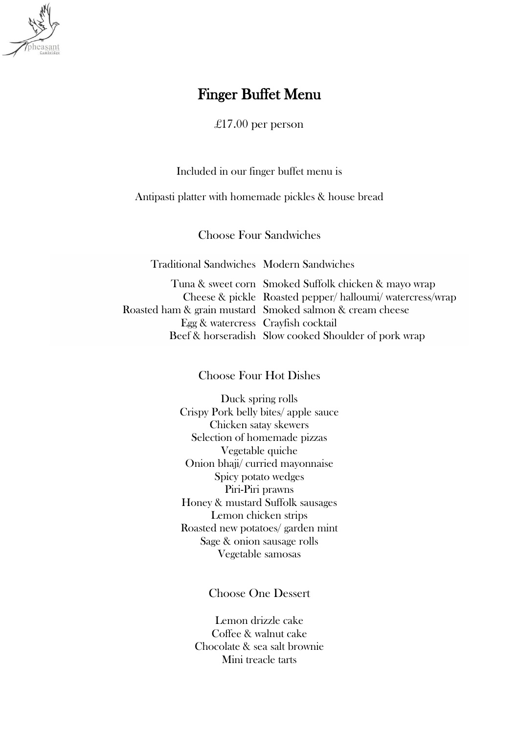# Finger Buffet Menu

£17.00 per person

Included in our finger buffet menu is

Antipasti platter with homemade pickles & house bread

## Choose Four Sandwiches

| Traditional Sandwiches | Modern Sandwiches |
| --- | --- |
| Tuna & sweet corn | Smoked Suffolk chicken & mayo wrap |
| Cheese & pickle | Roasted pepper/ halloumi/ watercress/wrap |
| Roasted ham & grain mustard | Smoked salmon & cream cheese |
| Egg & watercress | Crayfish cocktail |
| Beef & horseradish | Slow cooked Shoulder of pork wrap |

## Choose Four Hot Dishes

Duck spring rolls
Crispy Pork belly bites/ apple sauce
Chicken satay skewers
Selection of homemade pizzas
Vegetable quiche
Onion bhaji/ curried mayonnaise
Spicy potato wedges
Piri-Piri prawns
Honey & mustard Suffolk sausages
Lemon chicken strips
Roasted new potatoes/ garden mint
Sage & onion sausage rolls
Vegetable samosas

## Choose One Dessert

Lemon drizzle cake
Coffee & walnut cake
Chocolate & sea salt brownie
Mini treacle tarts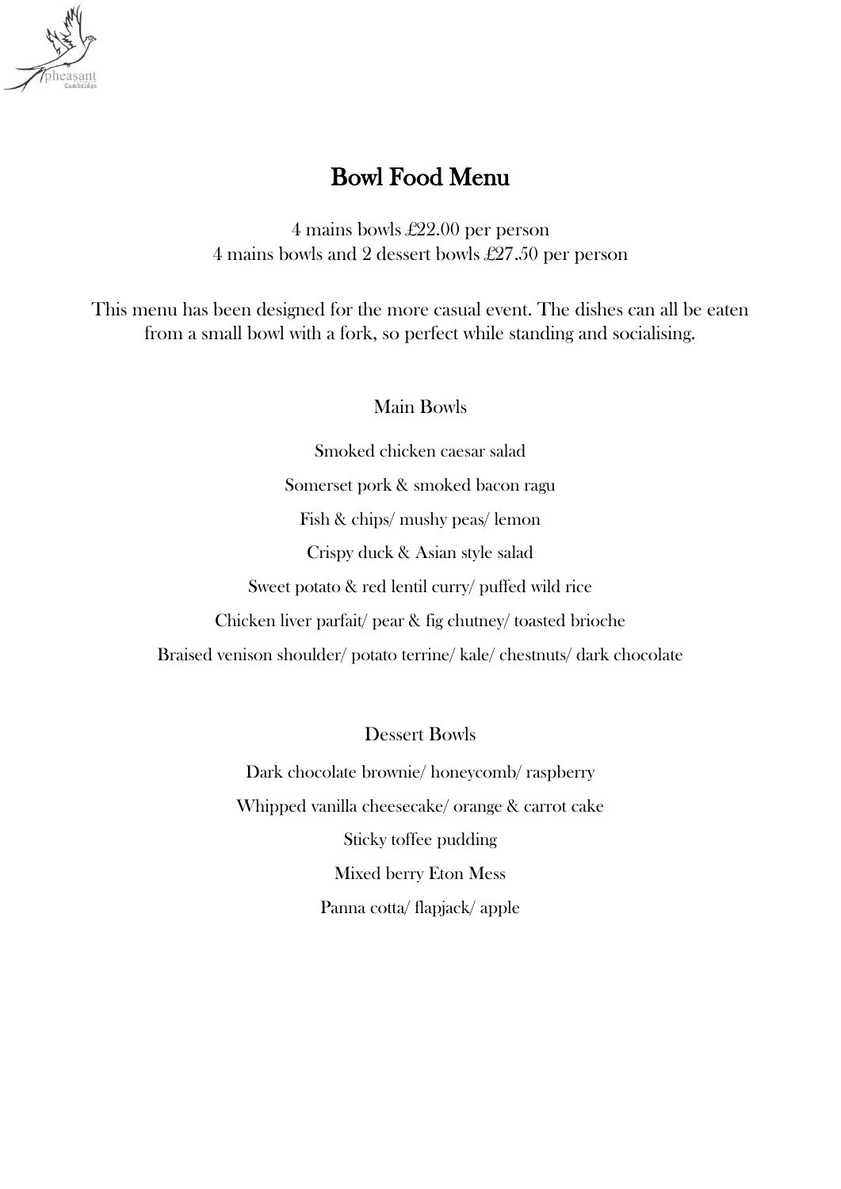# Bowl Food Menu

4 mains bowls £22.00 per person
4 mains bowls and 2 dessert bowls £27.50 per person

This menu has been designed for the more casual event. The dishes can all be eaten from a small bowl with a fork, so perfect while standing and socialising.

## Main Bowls

Smoked chicken caesar salad

Somerset pork & smoked bacon ragu

Fish & chips/ mushy peas/ lemon

Crispy duck & Asian style salad

Sweet potato & red lentil curry/ puffed wild rice

Chicken liver parfait/ pear & fig chutney/ toasted brioche

Braised venison shoulder/ potato terrine/ kale/ chestnuts/ dark chocolate

## Dessert Bowls

Dark chocolate brownie/ honeycomb/ raspberry

Whipped vanilla cheesecake/ orange & carrot cake

Sticky toffee pudding

Mixed berry Eton Mess

Panna cotta/ flapjack/ apple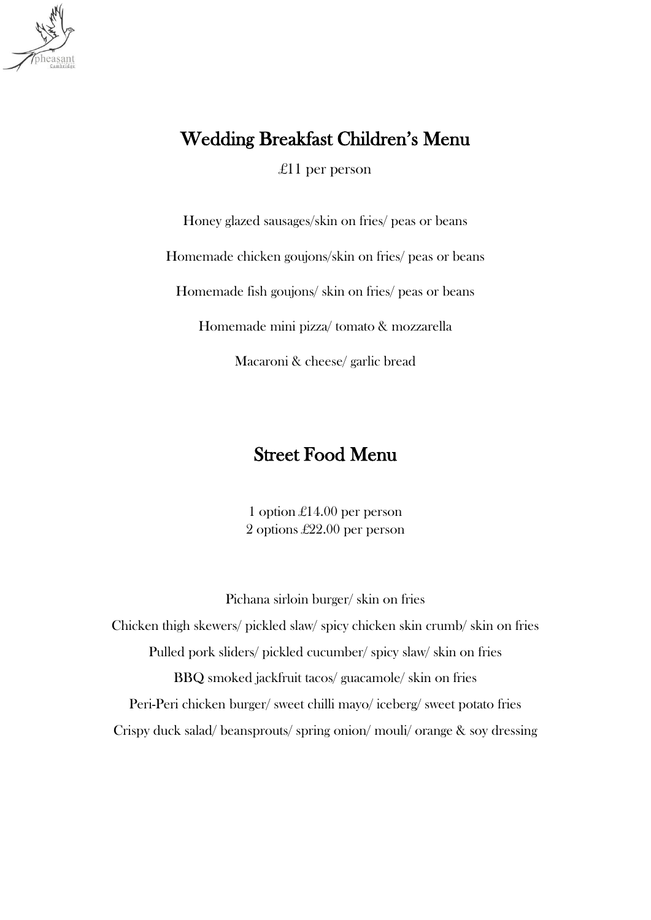## Wedding Breakfast Children's Menu

£11 per person

Honey glazed sausages/skin on fries/ peas or beans

Homemade chicken goujons/skin on fries/ peas or beans

Homemade fish goujons/ skin on fries/ peas or beans

Homemade mini pizza/ tomato & mozzarella

Macaroni & cheese/ garlic bread

## Street Food Menu

1 option £14.00 per person
2 options £22.00 per person

Pichana sirloin burger/ skin on fries

Chicken thigh skewers/ pickled slaw/ spicy chicken skin crumb/ skin on fries

Pulled pork sliders/ pickled cucumber/ spicy slaw/ skin on fries

BBQ smoked jackfruit tacos/ guacamole/ skin on fries

Peri-Peri chicken burger/ sweet chilli mayo/ iceberg/ sweet potato fries

Crispy duck salad/ beansprouts/ spring onion/ mouli/ orange & soy dressing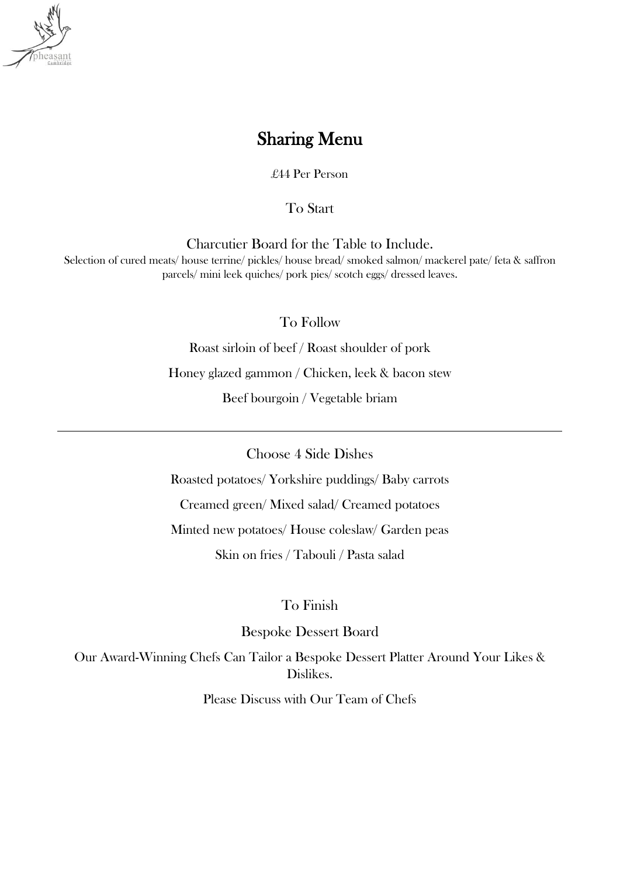# Sharing Menu

£44 Per Person

## To Start

Charcutier Board for the Table to Include.

Selection of cured meats/ house terrine/ pickles/ house bread/ smoked salmon/ mackerel pate/ feta & saffron parcels/ mini leek quiches/ pork pies/ scotch eggs/ dressed leaves.

## To Follow

Roast sirloin of beef / Roast shoulder of pork

Honey glazed gammon / Chicken, leek & bacon stew

Beef bourgoin / Vegetable briam

---

## Choose 4 Side Dishes

Roasted potatoes/ Yorkshire puddings/ Baby carrots

Creamed green/ Mixed salad/ Creamed potatoes

Minted new potatoes/ House coleslaw/ Garden peas

Skin on fries / Tabouli / Pasta salad

## To Finish

Bespoke Dessert Board

Our Award-Winning Chefs Can Tailor a Bespoke Dessert Platter Around Your Likes & Dislikes.

Please Discuss with Our Team of Chefs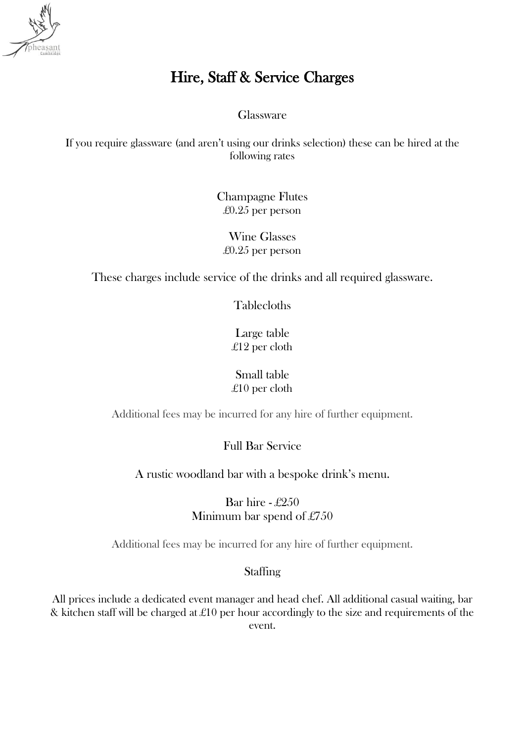# Hire, Staff & Service Charges

## Glassware

If you require glassware (and aren't using our drinks selection) these can be hired at the following rates

Champagne Flutes
£0.25 per person

Wine Glasses
£0.25 per person

These charges include service of the drinks and all required glassware.

## Tablecloths

Large table
£12 per cloth

Small table
£10 per cloth

Additional fees may be incurred for any hire of further equipment.

## Full Bar Service

A rustic woodland bar with a bespoke drink's menu.

Bar hire - £250
Minimum bar spend of £750

Additional fees may be incurred for any hire of further equipment.

## Staffing

All prices include a dedicated event manager and head chef. All additional casual waiting, bar & kitchen staff will be charged at £10 per hour accordingly to the size and requirements of the event.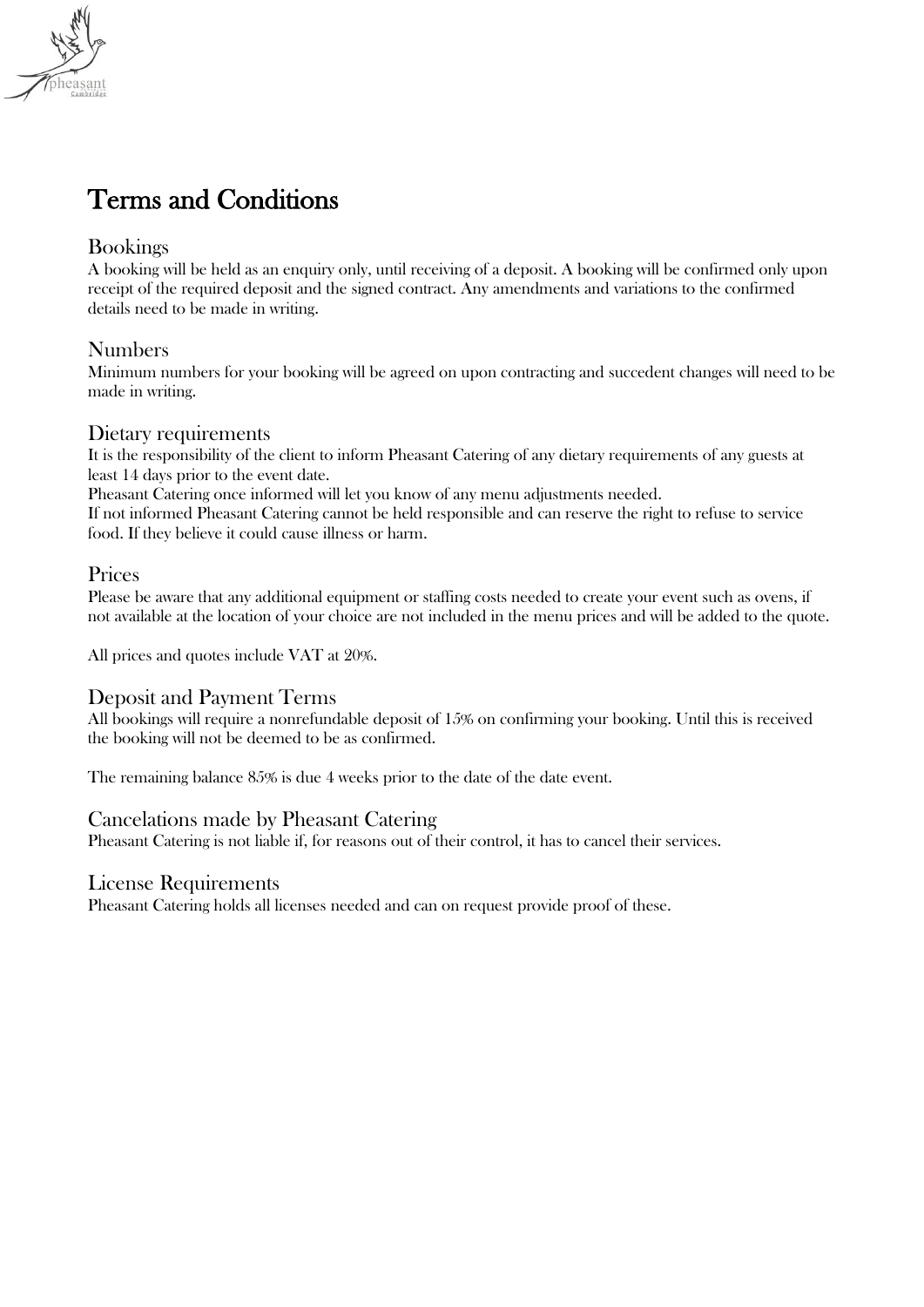# Terms and Conditions

## Bookings

A booking will be held as an enquiry only, until receiving of a deposit. A booking will be confirmed only upon receipt of the required deposit and the signed contract. Any amendments and variations to the confirmed details need to be made in writing.

## Numbers

Minimum numbers for your booking will be agreed on upon contracting and succedent changes will need to be made in writing.

## Dietary requirements

It is the responsibility of the client to inform Pheasant Catering of any dietary requirements of any guests at least 14 days prior to the event date.
Pheasant Catering once informed will let you know of any menu adjustments needed.
If not informed Pheasant Catering cannot be held responsible and can reserve the right to refuse to service food. If they believe it could cause illness or harm.

## Prices

Please be aware that any additional equipment or staffing costs needed to create your event such as ovens, if not available at the location of your choice are not included in the menu prices and will be added to the quote.

All prices and quotes include VAT at 20%.

## Deposit and Payment Terms

All bookings will require a nonrefundable deposit of 15% on confirming your booking. Until this is received the booking will not be deemed to be as confirmed.

The remaining balance 85% is due 4 weeks prior to the date of the date event.

## Cancelations made by Pheasant Catering

Pheasant Catering is not liable if, for reasons out of their control, it has to cancel their services.

## License Requirements

Pheasant Catering holds all licenses needed and can on request provide proof of these.